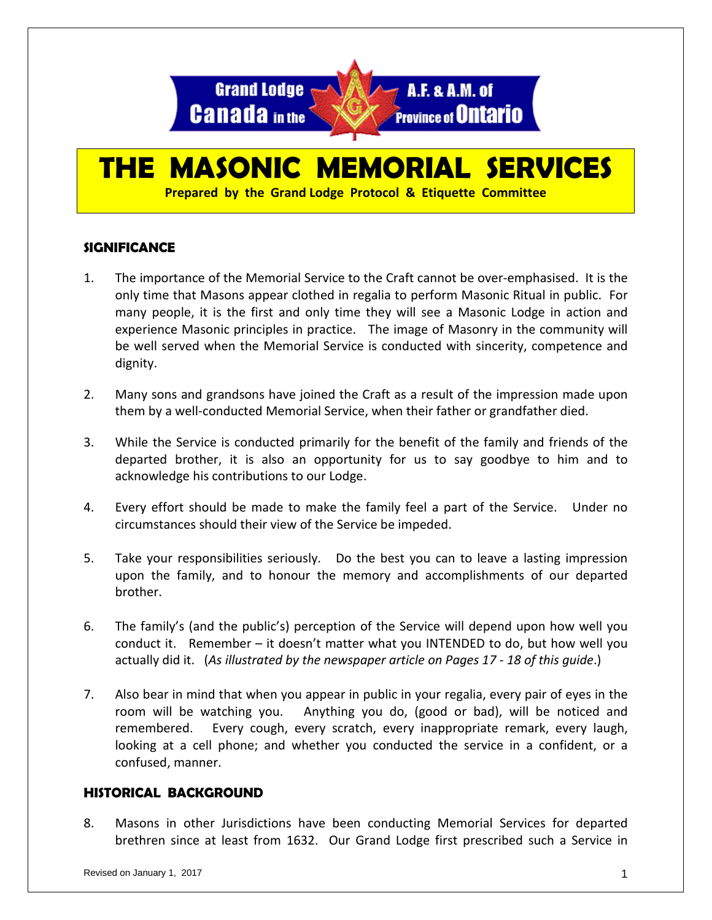Grand Lodge Canada in the Province of Ontario A.F. & A.M. of

# THE MASONIC MEMORIAL SERVICES

**Prepared by the Grand Lodge Protocol & Etiquette Committee**

## SIGNIFICANCE

1. The importance of the Memorial Service to the Craft cannot be over-emphasised. It is the only time that Masons appear clothed in regalia to perform Masonic Ritual in public. For many people, it is the first and only time they will see a Masonic Lodge in action and experience Masonic principles in practice. The image of Masonry in the community will be well served when the Memorial Service is conducted with sincerity, competence and dignity.

2. Many sons and grandsons have joined the Craft as a result of the impression made upon them by a well-conducted Memorial Service, when their father or grandfather died.

3. While the Service is conducted primarily for the benefit of the family and friends of the departed brother, it is also an opportunity for us to say goodbye to him and to acknowledge his contributions to our Lodge.

4. Every effort should be made to make the family feel a part of the Service. Under no circumstances should their view of the Service be impeded.

5. Take your responsibilities seriously. Do the best you can to leave a lasting impression upon the family, and to honour the memory and accomplishments of our departed brother.

6. The family's (and the public's) perception of the Service will depend upon how well you conduct it. Remember – it doesn't matter what you INTENDED to do, but how well you actually did it. (*As illustrated by the newspaper article on Pages 17 - 18 of this guide*.)

7. Also bear in mind that when you appear in public in your regalia, every pair of eyes in the room will be watching you. Anything you do, (good or bad), will be noticed and remembered. Every cough, every scratch, every inappropriate remark, every laugh, looking at a cell phone; and whether you conducted the service in a confident, or a confused, manner.

## HISTORICAL BACKGROUND

8. Masons in other Jurisdictions have been conducting Memorial Services for departed brethren since at least from 1632. Our Grand Lodge first prescribed such a Service in

Revised on January 1, 2017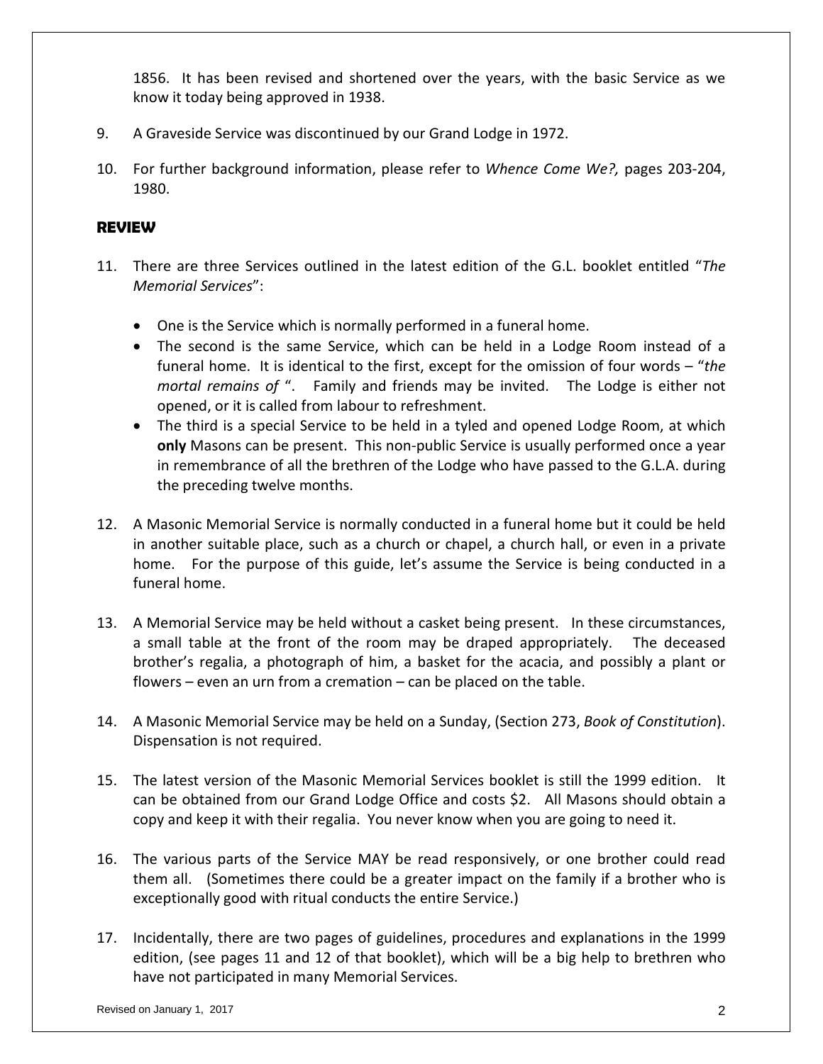1856. It has been revised and shortened over the years, with the basic Service as we know it today being approved in 1938.

9. A Graveside Service was discontinued by our Grand Lodge in 1972.

10. For further background information, please refer to *Whence Come We?,* pages 203-204, 1980.

## REVIEW

11. There are three Services outlined in the latest edition of the G.L. booklet entitled "*The Memorial Services*":

    - One is the Service which is normally performed in a funeral home.
    - The second is the same Service, which can be held in a Lodge Room instead of a funeral home. It is identical to the first, except for the omission of four words – "*the mortal remains of* ". Family and friends may be invited. The Lodge is either not opened, or it is called from labour to refreshment.
    - The third is a special Service to be held in a tyled and opened Lodge Room, at which **only** Masons can be present. This non-public Service is usually performed once a year in remembrance of all the brethren of the Lodge who have passed to the G.L.A. during the preceding twelve months.

12. A Masonic Memorial Service is normally conducted in a funeral home but it could be held in another suitable place, such as a church or chapel, a church hall, or even in a private home. For the purpose of this guide, let's assume the Service is being conducted in a funeral home.

13. A Memorial Service may be held without a casket being present. In these circumstances, a small table at the front of the room may be draped appropriately. The deceased brother's regalia, a photograph of him, a basket for the acacia, and possibly a plant or flowers – even an urn from a cremation – can be placed on the table.

14. A Masonic Memorial Service may be held on a Sunday, (Section 273, *Book of Constitution*). Dispensation is not required.

15. The latest version of the Masonic Memorial Services booklet is still the 1999 edition. It can be obtained from our Grand Lodge Office and costs $2. All Masons should obtain a copy and keep it with their regalia. You never know when you are going to need it.

16. The various parts of the Service MAY be read responsively, or one brother could read them all. (Sometimes there could be a greater impact on the family if a brother who is exceptionally good with ritual conducts the entire Service.)

17. Incidentally, there are two pages of guidelines, procedures and explanations in the 1999 edition, (see pages 11 and 12 of that booklet), which will be a big help to brethren who have not participated in many Memorial Services.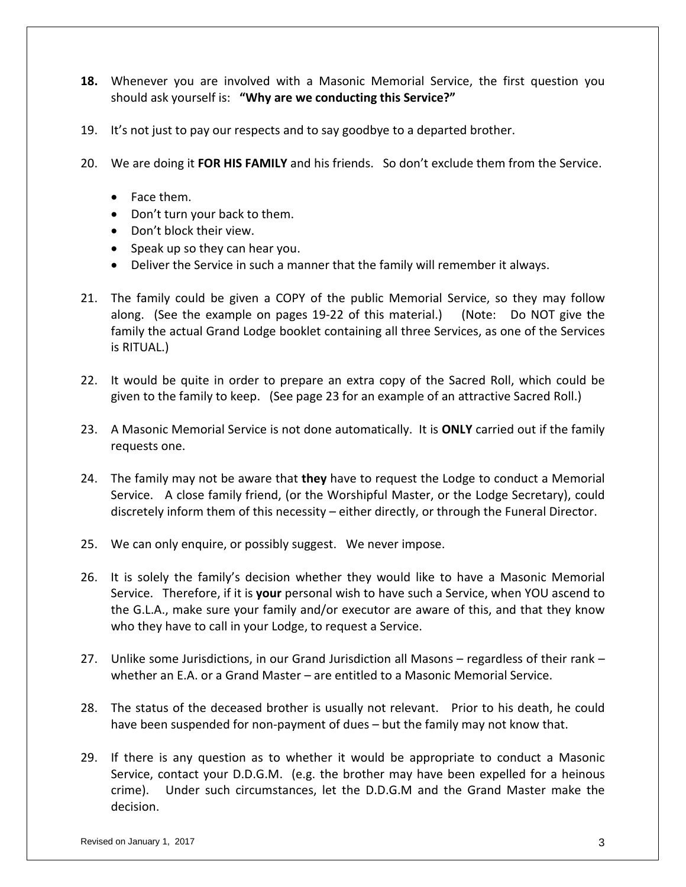**18.** Whenever you are involved with a Masonic Memorial Service, the first question you should ask yourself is: **"Why are we conducting this Service?"**

19. It's not just to pay our respects and to say goodbye to a departed brother.

20. We are doing it **FOR HIS FAMILY** and his friends. So don't exclude them from the Service.

- Face them.
- Don't turn your back to them.
- Don't block their view.
- Speak up so they can hear you.
- Deliver the Service in such a manner that the family will remember it always.

21. The family could be given a COPY of the public Memorial Service, so they may follow along. (See the example on pages 19-22 of this material.) (Note: Do NOT give the family the actual Grand Lodge booklet containing all three Services, as one of the Services is RITUAL.)

22. It would be quite in order to prepare an extra copy of the Sacred Roll, which could be given to the family to keep. (See page 23 for an example of an attractive Sacred Roll.)

23. A Masonic Memorial Service is not done automatically. It is **ONLY** carried out if the family requests one.

24. The family may not be aware that **they** have to request the Lodge to conduct a Memorial Service. A close family friend, (or the Worshipful Master, or the Lodge Secretary), could discretely inform them of this necessity – either directly, or through the Funeral Director.

25. We can only enquire, or possibly suggest. We never impose.

26. It is solely the family's decision whether they would like to have a Masonic Memorial Service. Therefore, if it is **your** personal wish to have such a Service, when YOU ascend to the G.L.A., make sure your family and/or executor are aware of this, and that they know who they have to call in your Lodge, to request a Service.

27. Unlike some Jurisdictions, in our Grand Jurisdiction all Masons – regardless of their rank – whether an E.A. or a Grand Master – are entitled to a Masonic Memorial Service.

28. The status of the deceased brother is usually not relevant. Prior to his death, he could have been suspended for non-payment of dues – but the family may not know that.

29. If there is any question as to whether it would be appropriate to conduct a Masonic Service, contact your D.D.G.M. (e.g. the brother may have been expelled for a heinous crime). Under such circumstances, let the D.D.G.M and the Grand Master make the decision.

Revised on January 1, 2017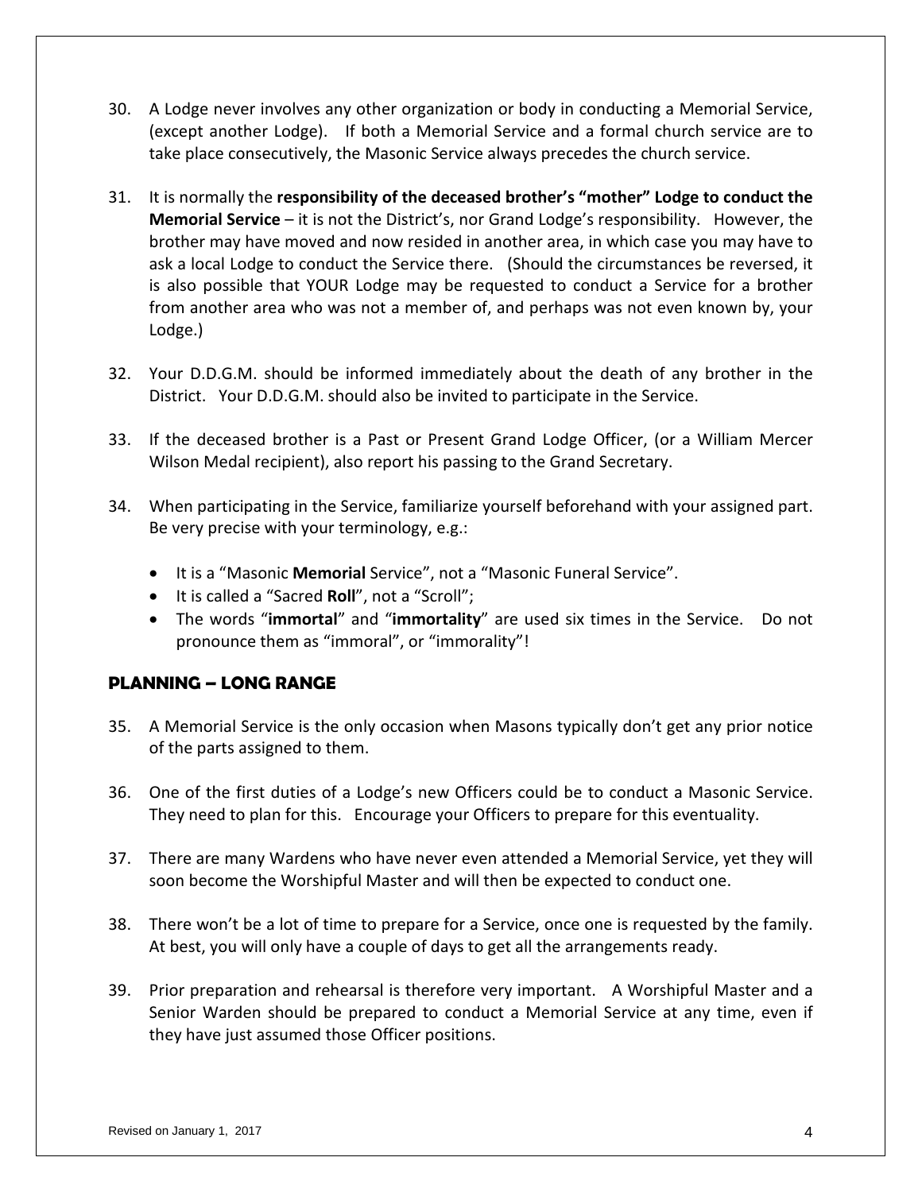30. A Lodge never involves any other organization or body in conducting a Memorial Service, (except another Lodge). If both a Memorial Service and a formal church service are to take place consecutively, the Masonic Service always precedes the church service.

31. It is normally the **responsibility of the deceased brother's "mother" Lodge to conduct the Memorial Service** – it is not the District's, nor Grand Lodge's responsibility. However, the brother may have moved and now resided in another area, in which case you may have to ask a local Lodge to conduct the Service there. (Should the circumstances be reversed, it is also possible that YOUR Lodge may be requested to conduct a Service for a brother from another area who was not a member of, and perhaps was not even known by, your Lodge.)

32. Your D.D.G.M. should be informed immediately about the death of any brother in the District. Your D.D.G.M. should also be invited to participate in the Service.

33. If the deceased brother is a Past or Present Grand Lodge Officer, (or a William Mercer Wilson Medal recipient), also report his passing to the Grand Secretary.

34. When participating in the Service, familiarize yourself beforehand with your assigned part. Be very precise with your terminology, e.g.:

    - It is a "Masonic **Memorial** Service", not a "Masonic Funeral Service".
    - It is called a "Sacred **Roll**", not a "Scroll";
    - The words "**immortal**" and "**immortality**" are used six times in the Service. Do not pronounce them as "immoral", or "immorality"!

## PLANNING – LONG RANGE

35. A Memorial Service is the only occasion when Masons typically don't get any prior notice of the parts assigned to them.

36. One of the first duties of a Lodge's new Officers could be to conduct a Masonic Service. They need to plan for this. Encourage your Officers to prepare for this eventuality.

37. There are many Wardens who have never even attended a Memorial Service, yet they will soon become the Worshipful Master and will then be expected to conduct one.

38. There won't be a lot of time to prepare for a Service, once one is requested by the family. At best, you will only have a couple of days to get all the arrangements ready.

39. Prior preparation and rehearsal is therefore very important. A Worshipful Master and a Senior Warden should be prepared to conduct a Memorial Service at any time, even if they have just assumed those Officer positions.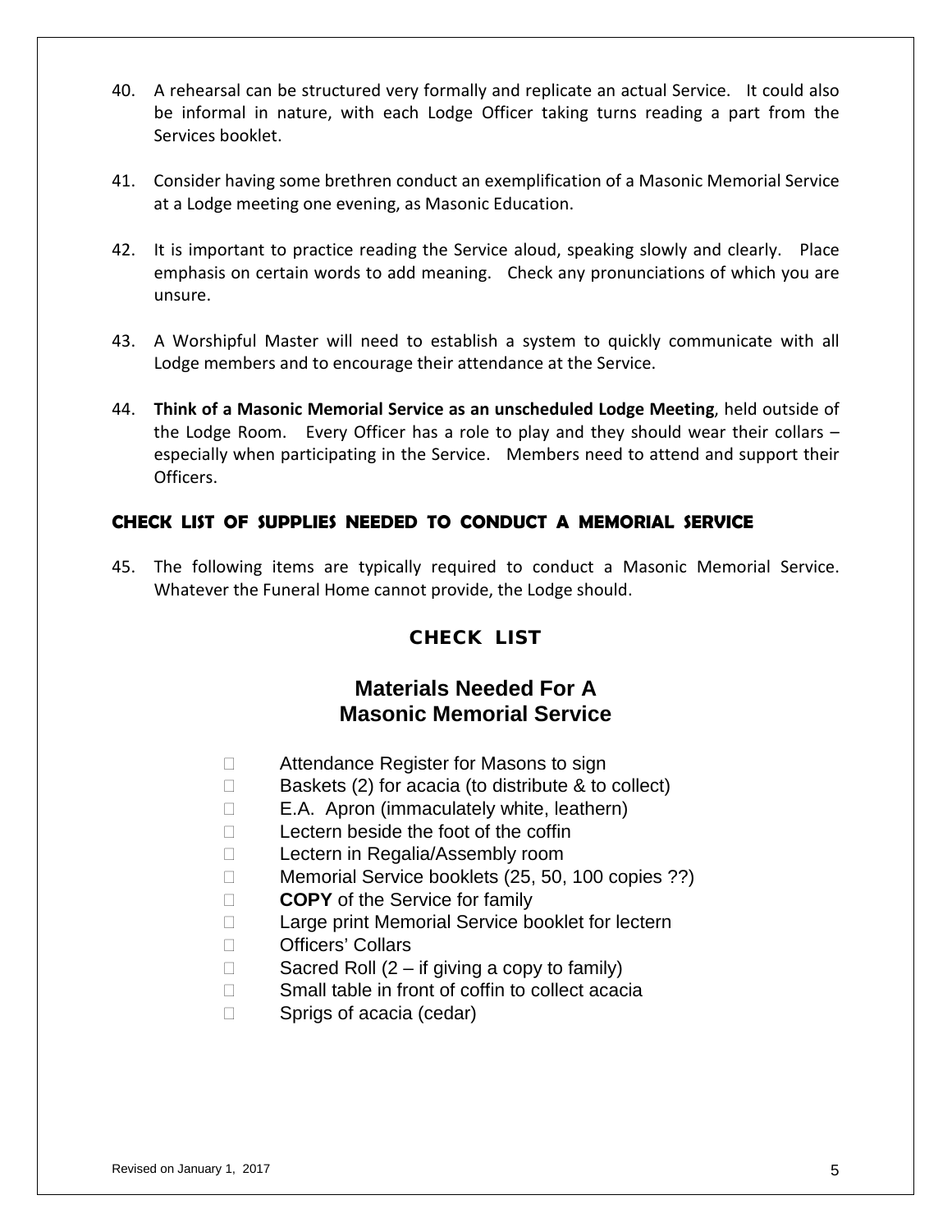40. A rehearsal can be structured very formally and replicate an actual Service. It could also be informal in nature, with each Lodge Officer taking turns reading a part from the Services booklet.

41. Consider having some brethren conduct an exemplification of a Masonic Memorial Service at a Lodge meeting one evening, as Masonic Education.

42. It is important to practice reading the Service aloud, speaking slowly and clearly. Place emphasis on certain words to add meaning. Check any pronunciations of which you are unsure.

43. A Worshipful Master will need to establish a system to quickly communicate with all Lodge members and to encourage their attendance at the Service.

44. **Think of a Masonic Memorial Service as an unscheduled Lodge Meeting**, held outside of the Lodge Room. Every Officer has a role to play and they should wear their collars – especially when participating in the Service. Members need to attend and support their Officers.

## CHECK LIST OF SUPPLIES NEEDED TO CONDUCT A MEMORIAL SERVICE

45. The following items are typically required to conduct a Masonic Memorial Service. Whatever the Funeral Home cannot provide, the Lodge should.

### CHECK LIST

### Materials Needed For A Masonic Memorial Service

- ☐ Attendance Register for Masons to sign
- ☐ Baskets (2) for acacia (to distribute & to collect)
- ☐ E.A. Apron (immaculately white, leathern)
- ☐ Lectern beside the foot of the coffin
- ☐ Lectern in Regalia/Assembly room
- ☐ Memorial Service booklets (25, 50, 100 copies ??)
- ☐ **COPY** of the Service for family
- ☐ Large print Memorial Service booklet for lectern
- ☐ Officers' Collars
- ☐ Sacred Roll (2 – if giving a copy to family)
- ☐ Small table in front of coffin to collect acacia
- ☐ Sprigs of acacia (cedar)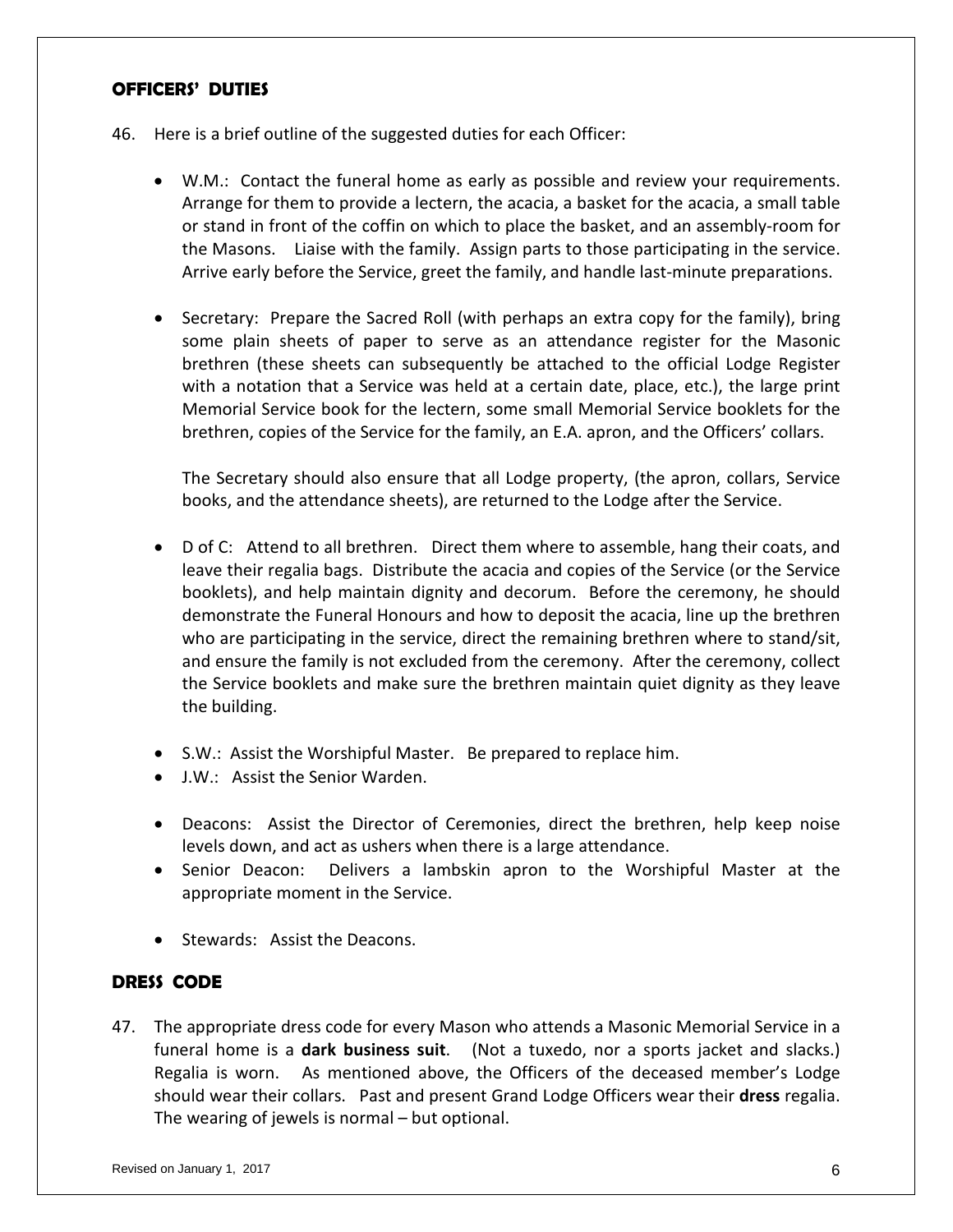## OFFICERS' DUTIES

46. Here is a brief outline of the suggested duties for each Officer:

    - W.M.: Contact the funeral home as early as possible and review your requirements. Arrange for them to provide a lectern, the acacia, a basket for the acacia, a small table or stand in front of the coffin on which to place the basket, and an assembly-room for the Masons. Liaise with the family. Assign parts to those participating in the service. Arrive early before the Service, greet the family, and handle last-minute preparations.

    - Secretary: Prepare the Sacred Roll (with perhaps an extra copy for the family), bring some plain sheets of paper to serve as an attendance register for the Masonic brethren (these sheets can subsequently be attached to the official Lodge Register with a notation that a Service was held at a certain date, place, etc.), the large print Memorial Service book for the lectern, some small Memorial Service booklets for the brethren, copies of the Service for the family, an E.A. apron, and the Officers' collars.

      The Secretary should also ensure that all Lodge property, (the apron, collars, Service books, and the attendance sheets), are returned to the Lodge after the Service.

    - D of C: Attend to all brethren. Direct them where to assemble, hang their coats, and leave their regalia bags. Distribute the acacia and copies of the Service (or the Service booklets), and help maintain dignity and decorum. Before the ceremony, he should demonstrate the Funeral Honours and how to deposit the acacia, line up the brethren who are participating in the service, direct the remaining brethren where to stand/sit, and ensure the family is not excluded from the ceremony. After the ceremony, collect the Service booklets and make sure the brethren maintain quiet dignity as they leave the building.

    - S.W.: Assist the Worshipful Master. Be prepared to replace him.
    - J.W.: Assist the Senior Warden.

    - Deacons: Assist the Director of Ceremonies, direct the brethren, help keep noise levels down, and act as ushers when there is a large attendance.
    - Senior Deacon: Delivers a lambskin apron to the Worshipful Master at the appropriate moment in the Service.

    - Stewards: Assist the Deacons.

## DRESS CODE

47. The appropriate dress code for every Mason who attends a Masonic Memorial Service in a funeral home is a **dark business suit**. (Not a tuxedo, nor a sports jacket and slacks.) Regalia is worn. As mentioned above, the Officers of the deceased member's Lodge should wear their collars. Past and present Grand Lodge Officers wear their **dress** regalia. The wearing of jewels is normal – but optional.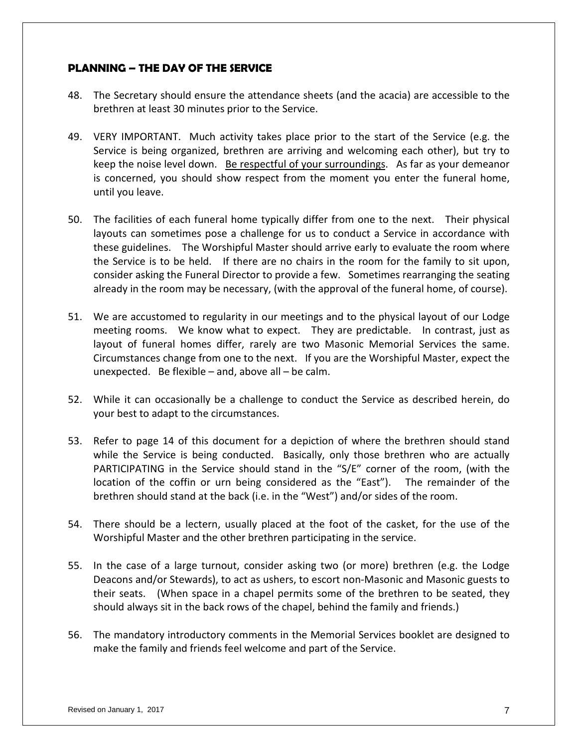## PLANNING – THE DAY OF THE SERVICE

48. The Secretary should ensure the attendance sheets (and the acacia) are accessible to the brethren at least 30 minutes prior to the Service.

49. VERY IMPORTANT. Much activity takes place prior to the start of the Service (e.g. the Service is being organized, brethren are arriving and welcoming each other), but try to keep the noise level down. <u>Be respectful of your surroundings</u>. As far as your demeanor is concerned, you should show respect from the moment you enter the funeral home, until you leave.

50. The facilities of each funeral home typically differ from one to the next. Their physical layouts can sometimes pose a challenge for us to conduct a Service in accordance with these guidelines. The Worshipful Master should arrive early to evaluate the room where the Service is to be held. If there are no chairs in the room for the family to sit upon, consider asking the Funeral Director to provide a few. Sometimes rearranging the seating already in the room may be necessary, (with the approval of the funeral home, of course).

51. We are accustomed to regularity in our meetings and to the physical layout of our Lodge meeting rooms. We know what to expect. They are predictable. In contrast, just as layout of funeral homes differ, rarely are two Masonic Memorial Services the same. Circumstances change from one to the next. If you are the Worshipful Master, expect the unexpected. Be flexible – and, above all – be calm.

52. While it can occasionally be a challenge to conduct the Service as described herein, do your best to adapt to the circumstances.

53. Refer to page 14 of this document for a depiction of where the brethren should stand while the Service is being conducted. Basically, only those brethren who are actually PARTICIPATING in the Service should stand in the "S/E" corner of the room, (with the location of the coffin or urn being considered as the "East"). The remainder of the brethren should stand at the back (i.e. in the "West") and/or sides of the room.

54. There should be a lectern, usually placed at the foot of the casket, for the use of the Worshipful Master and the other brethren participating in the service.

55. In the case of a large turnout, consider asking two (or more) brethren (e.g. the Lodge Deacons and/or Stewards), to act as ushers, to escort non-Masonic and Masonic guests to their seats. (When space in a chapel permits some of the brethren to be seated, they should always sit in the back rows of the chapel, behind the family and friends.)

56. The mandatory introductory comments in the Memorial Services booklet are designed to make the family and friends feel welcome and part of the Service.

Revised on January 1, 2017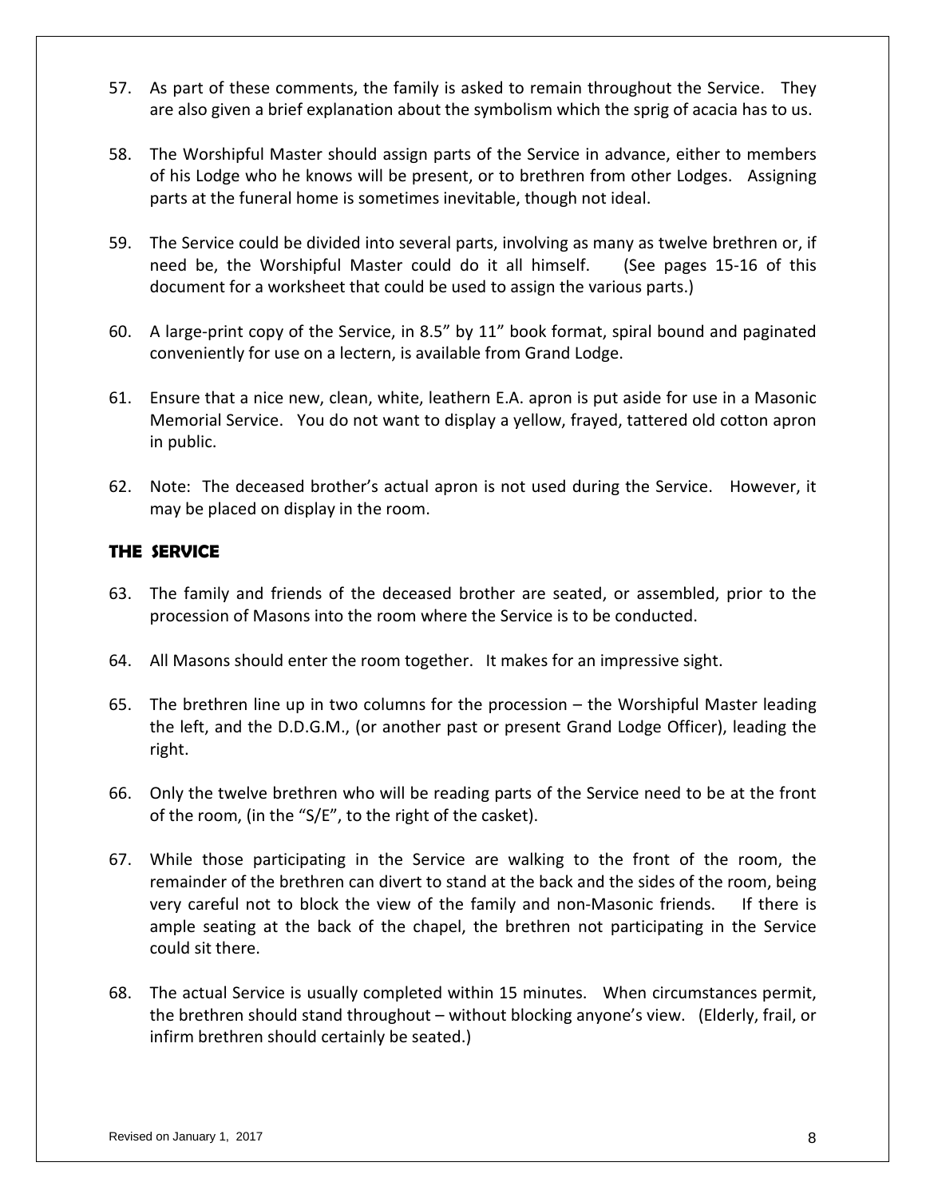57. As part of these comments, the family is asked to remain throughout the Service. They are also given a brief explanation about the symbolism which the sprig of acacia has to us.

58. The Worshipful Master should assign parts of the Service in advance, either to members of his Lodge who he knows will be present, or to brethren from other Lodges. Assigning parts at the funeral home is sometimes inevitable, though not ideal.

59. The Service could be divided into several parts, involving as many as twelve brethren or, if need be, the Worshipful Master could do it all himself. (See pages 15-16 of this document for a worksheet that could be used to assign the various parts.)

60. A large-print copy of the Service, in 8.5" by 11" book format, spiral bound and paginated conveniently for use on a lectern, is available from Grand Lodge.

61. Ensure that a nice new, clean, white, leathern E.A. apron is put aside for use in a Masonic Memorial Service. You do not want to display a yellow, frayed, tattered old cotton apron in public.

62. Note: The deceased brother's actual apron is not used during the Service. However, it may be placed on display in the room.

## THE SERVICE

63. The family and friends of the deceased brother are seated, or assembled, prior to the procession of Masons into the room where the Service is to be conducted.

64. All Masons should enter the room together. It makes for an impressive sight.

65. The brethren line up in two columns for the procession – the Worshipful Master leading the left, and the D.D.G.M., (or another past or present Grand Lodge Officer), leading the right.

66. Only the twelve brethren who will be reading parts of the Service need to be at the front of the room, (in the "S/E", to the right of the casket).

67. While those participating in the Service are walking to the front of the room, the remainder of the brethren can divert to stand at the back and the sides of the room, being very careful not to block the view of the family and non-Masonic friends. If there is ample seating at the back of the chapel, the brethren not participating in the Service could sit there.

68. The actual Service is usually completed within 15 minutes. When circumstances permit, the brethren should stand throughout – without blocking anyone's view. (Elderly, frail, or infirm brethren should certainly be seated.)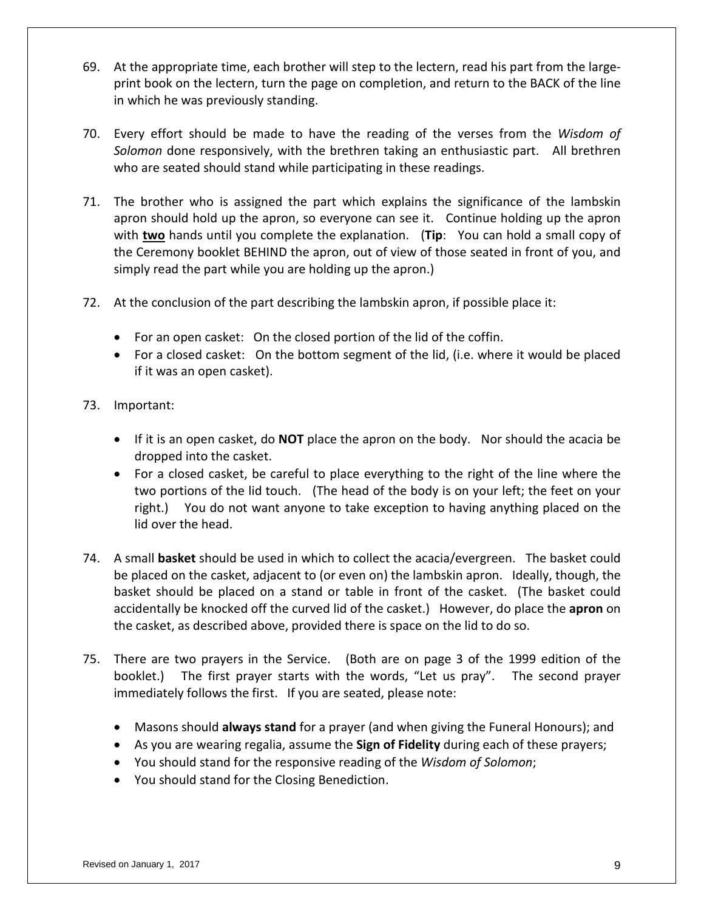69. At the appropriate time, each brother will step to the lectern, read his part from the large-print book on the lectern, turn the page on completion, and return to the BACK of the line in which he was previously standing.

70. Every effort should be made to have the reading of the verses from the *Wisdom of Solomon* done responsively, with the brethren taking an enthusiastic part. All brethren who are seated should stand while participating in these readings.

71. The brother who is assigned the part which explains the significance of the lambskin apron should hold up the apron, so everyone can see it. Continue holding up the apron with **two** hands until you complete the explanation. (**Tip**: You can hold a small copy of the Ceremony booklet BEHIND the apron, out of view of those seated in front of you, and simply read the part while you are holding up the apron.)

72. At the conclusion of the part describing the lambskin apron, if possible place it:

    - For an open casket: On the closed portion of the lid of the coffin.
    - For a closed casket: On the bottom segment of the lid, (i.e. where it would be placed if it was an open casket).

73. Important:

    - If it is an open casket, do **NOT** place the apron on the body. Nor should the acacia be dropped into the casket.
    - For a closed casket, be careful to place everything to the right of the line where the two portions of the lid touch. (The head of the body is on your left; the feet on your right.) You do not want anyone to take exception to having anything placed on the lid over the head.

74. A small **basket** should be used in which to collect the acacia/evergreen. The basket could be placed on the casket, adjacent to (or even on) the lambskin apron. Ideally, though, the basket should be placed on a stand or table in front of the casket. (The basket could accidentally be knocked off the curved lid of the casket.) However, do place the **apron** on the casket, as described above, provided there is space on the lid to do so.

75. There are two prayers in the Service. (Both are on page 3 of the 1999 edition of the booklet.) The first prayer starts with the words, "Let us pray". The second prayer immediately follows the first. If you are seated, please note:

    - Masons should **always stand** for a prayer (and when giving the Funeral Honours); and
    - As you are wearing regalia, assume the **Sign of Fidelity** during each of these prayers;
    - You should stand for the responsive reading of the *Wisdom of Solomon*;
    - You should stand for the Closing Benediction.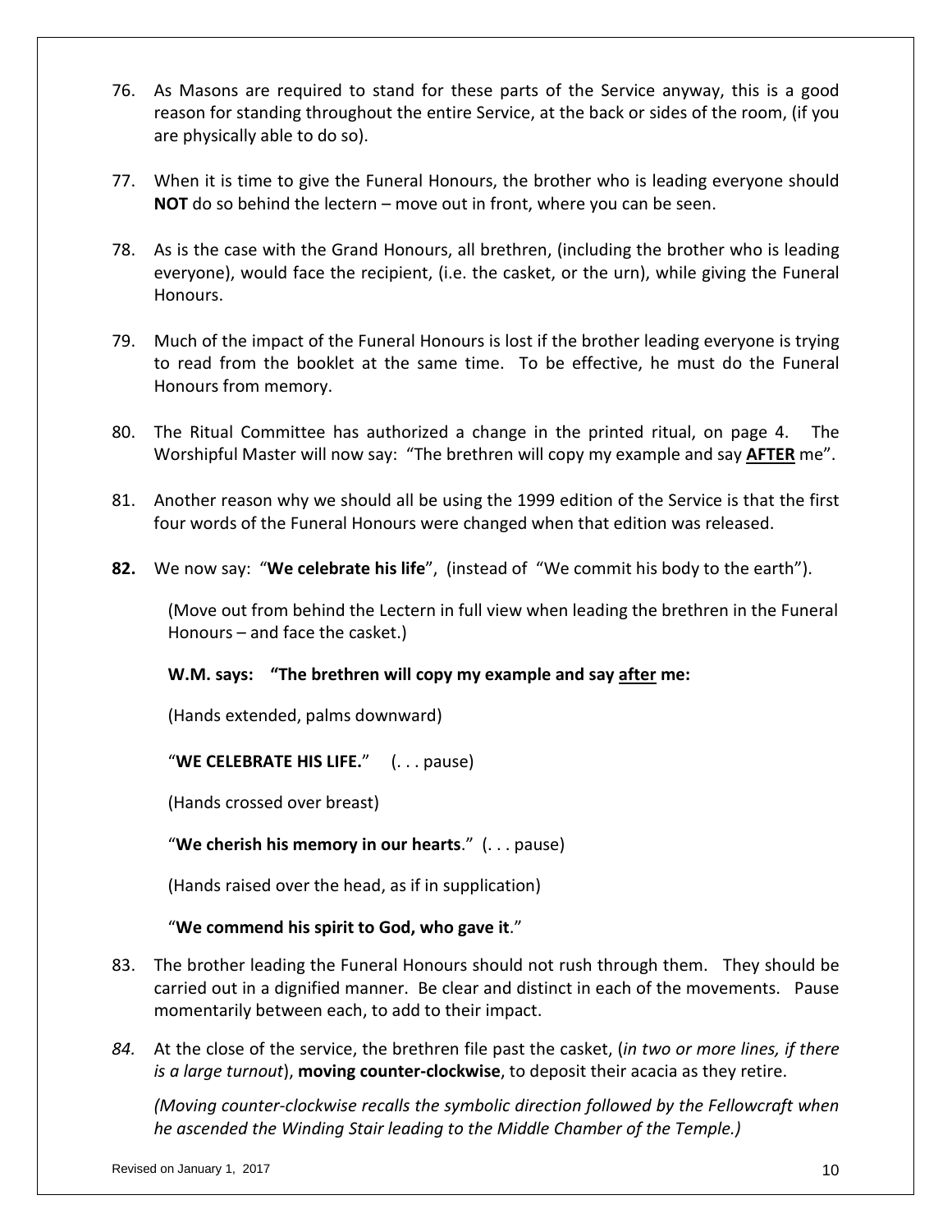76. As Masons are required to stand for these parts of the Service anyway, this is a good reason for standing throughout the entire Service, at the back or sides of the room, (if you are physically able to do so).

77. When it is time to give the Funeral Honours, the brother who is leading everyone should **NOT** do so behind the lectern – move out in front, where you can be seen.

78. As is the case with the Grand Honours, all brethren, (including the brother who is leading everyone), would face the recipient, (i.e. the casket, or the urn), while giving the Funeral Honours.

79. Much of the impact of the Funeral Honours is lost if the brother leading everyone is trying to read from the booklet at the same time. To be effective, he must do the Funeral Honours from memory.

80. The Ritual Committee has authorized a change in the printed ritual, on page 4. The Worshipful Master will now say: "The brethren will copy my example and say **<u>AFTER</u>** me".

81. Another reason why we should all be using the 1999 edition of the Service is that the first four words of the Funeral Honours were changed when that edition was released.

**82.** We now say: "**We celebrate his life**", (instead of "We commit his body to the earth").

   (Move out from behind the Lectern in full view when leading the brethren in the Funeral Honours – and face the casket.)

   **W.M. says: "The brethren will copy my example and say <u>after</u> me:**

   (Hands extended, palms downward)

   "**WE CELEBRATE HIS LIFE.**" (. . . pause)

   (Hands crossed over breast)

   "**We cherish his memory in our hearts**." (. . . pause)

   (Hands raised over the head, as if in supplication)

   "**We commend his spirit to God, who gave it**."

83. The brother leading the Funeral Honours should not rush through them. They should be carried out in a dignified manner. Be clear and distinct in each of the movements. Pause momentarily between each, to add to their impact.

*84.* At the close of the service, the brethren file past the casket, (*in two or more lines, if there is a large turnout*), **moving counter-clockwise**, to deposit their acacia as they retire.

   *(Moving counter-clockwise recalls the symbolic direction followed by the Fellowcraft when he ascended the Winding Stair leading to the Middle Chamber of the Temple.)*

Revised on January 1, 2017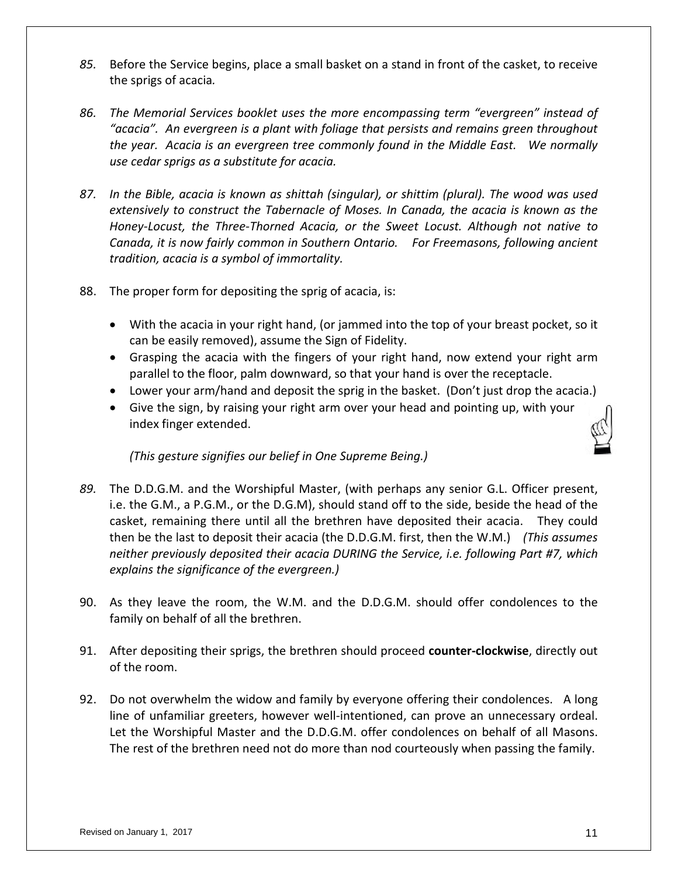*85.* Before the Service begins, place a small basket on a stand in front of the casket, to receive the sprigs of acacia*.*

*86. The Memorial Services booklet uses the more encompassing term "evergreen" instead of "acacia". An evergreen is a plant with foliage that persists and remains green throughout the year. Acacia is an evergreen tree commonly found in the Middle East. We normally use cedar sprigs as a substitute for acacia.*

*87. In the Bible, acacia is known as shittah (singular), or shittim (plural). The wood was used extensively to construct the Tabernacle of Moses. In Canada, the acacia is known as the Honey-Locust, the Three-Thorned Acacia, or the Sweet Locust. Although not native to Canada, it is now fairly common in Southern Ontario. For Freemasons, following ancient tradition, acacia is a symbol of immortality.*

88. The proper form for depositing the sprig of acacia, is:

- With the acacia in your right hand, (or jammed into the top of your breast pocket, so it can be easily removed), assume the Sign of Fidelity.
- Grasping the acacia with the fingers of your right hand, now extend your right arm parallel to the floor, palm downward, so that your hand is over the receptacle.
- Lower your arm/hand and deposit the sprig in the basket. (Don't just drop the acacia.)
- Give the sign, by raising your right arm over your head and pointing up, with your index finger extended.

  *(This gesture signifies our belief in One Supreme Being.)*

*89.* The D.D.G.M. and the Worshipful Master, (with perhaps any senior G.L. Officer present, i.e. the G.M., a P.G.M., or the D.G.M), should stand off to the side, beside the head of the casket, remaining there until all the brethren have deposited their acacia. They could then be the last to deposit their acacia (the D.D.G.M. first, then the W.M.) *(This assumes neither previously deposited their acacia DURING the Service, i.e. following Part #7, which explains the significance of the evergreen.)*

90. As they leave the room, the W.M. and the D.D.G.M. should offer condolences to the family on behalf of all the brethren.

91. After depositing their sprigs, the brethren should proceed **counter-clockwise**, directly out of the room.

92. Do not overwhelm the widow and family by everyone offering their condolences. A long line of unfamiliar greeters, however well-intentioned, can prove an unnecessary ordeal. Let the Worshipful Master and the D.D.G.M. offer condolences on behalf of all Masons. The rest of the brethren need not do more than nod courteously when passing the family.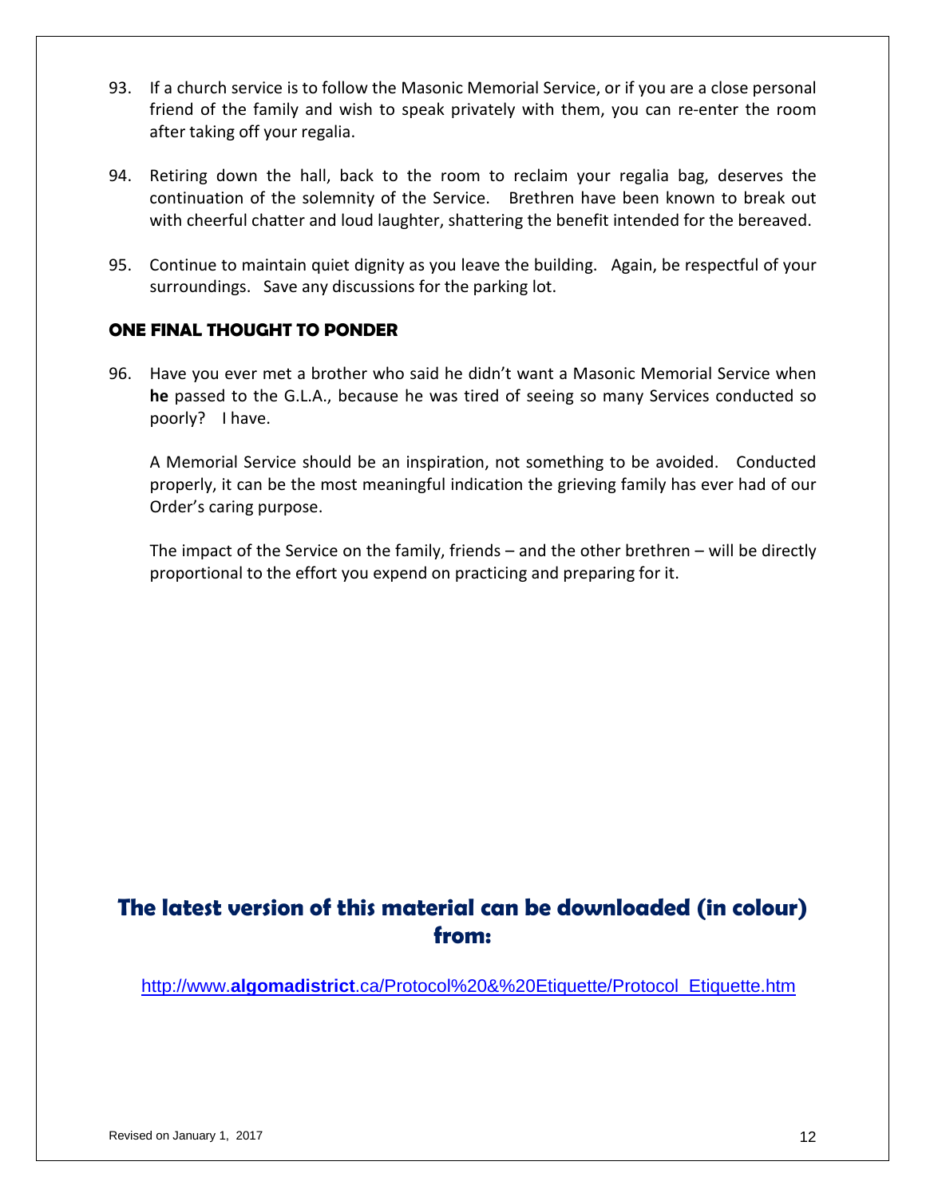93. If a church service is to follow the Masonic Memorial Service, or if you are a close personal friend of the family and wish to speak privately with them, you can re-enter the room after taking off your regalia.

94. Retiring down the hall, back to the room to reclaim your regalia bag, deserves the continuation of the solemnity of the Service. Brethren have been known to break out with cheerful chatter and loud laughter, shattering the benefit intended for the bereaved.

95. Continue to maintain quiet dignity as you leave the building. Again, be respectful of your surroundings. Save any discussions for the parking lot.

### ONE FINAL THOUGHT TO PONDER

96. Have you ever met a brother who said he didn't want a Masonic Memorial Service when **he** passed to the G.L.A., because he was tired of seeing so many Services conducted so poorly? I have.

    A Memorial Service should be an inspiration, not something to be avoided. Conducted properly, it can be the most meaningful indication the grieving family has ever had of our Order's caring purpose.

    The impact of the Service on the family, friends – and the other brethren – will be directly proportional to the effort you expend on practicing and preparing for it.

## The latest version of this material can be downloaded (in colour) from:

http://www.**algomadistrict**.ca/Protocol%20&%20Etiquette/Protocol_Etiquette.htm

Revised on January 1, 2017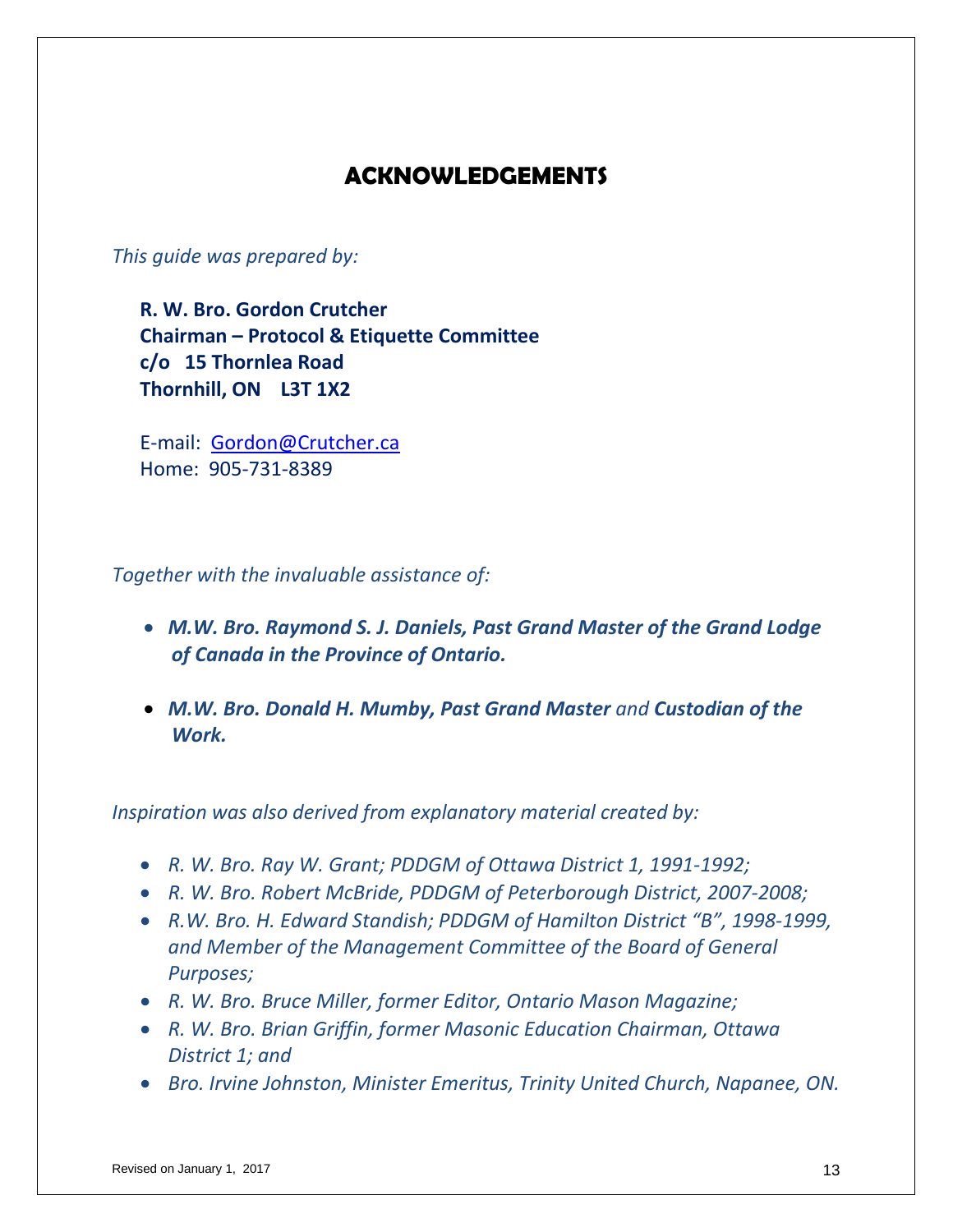# ACKNOWLEDGEMENTS

*This guide was prepared by:*

**R. W. Bro. Gordon Crutcher**
**Chairman – Protocol & Etiquette Committee**
**c/o 15 Thornlea Road**
**Thornhill, ON L3T 1X2**

E-mail: Gordon@Crutcher.ca
Home: 905-731-8389

*Together with the invaluable assistance of:*

- ***M.W. Bro. Raymond S. J. Daniels, Past Grand Master of the Grand Lodge of Canada in the Province of Ontario.***
- ***M.W. Bro. Donald H. Mumby, Past Grand Master*** *and* ***Custodian of the Work.***

*Inspiration was also derived from explanatory material created by:*

- *R. W. Bro. Ray W. Grant; PDDGM of Ottawa District 1, 1991-1992;*
- *R. W. Bro. Robert McBride, PDDGM of Peterborough District, 2007-2008;*
- *R.W. Bro. H. Edward Standish; PDDGM of Hamilton District "B", 1998-1999, and Member of the Management Committee of the Board of General Purposes;*
- *R. W. Bro. Bruce Miller, former Editor, Ontario Mason Magazine;*
- *R. W. Bro. Brian Griffin, former Masonic Education Chairman, Ottawa District 1; and*
- *Bro. Irvine Johnston, Minister Emeritus, Trinity United Church, Napanee, ON.*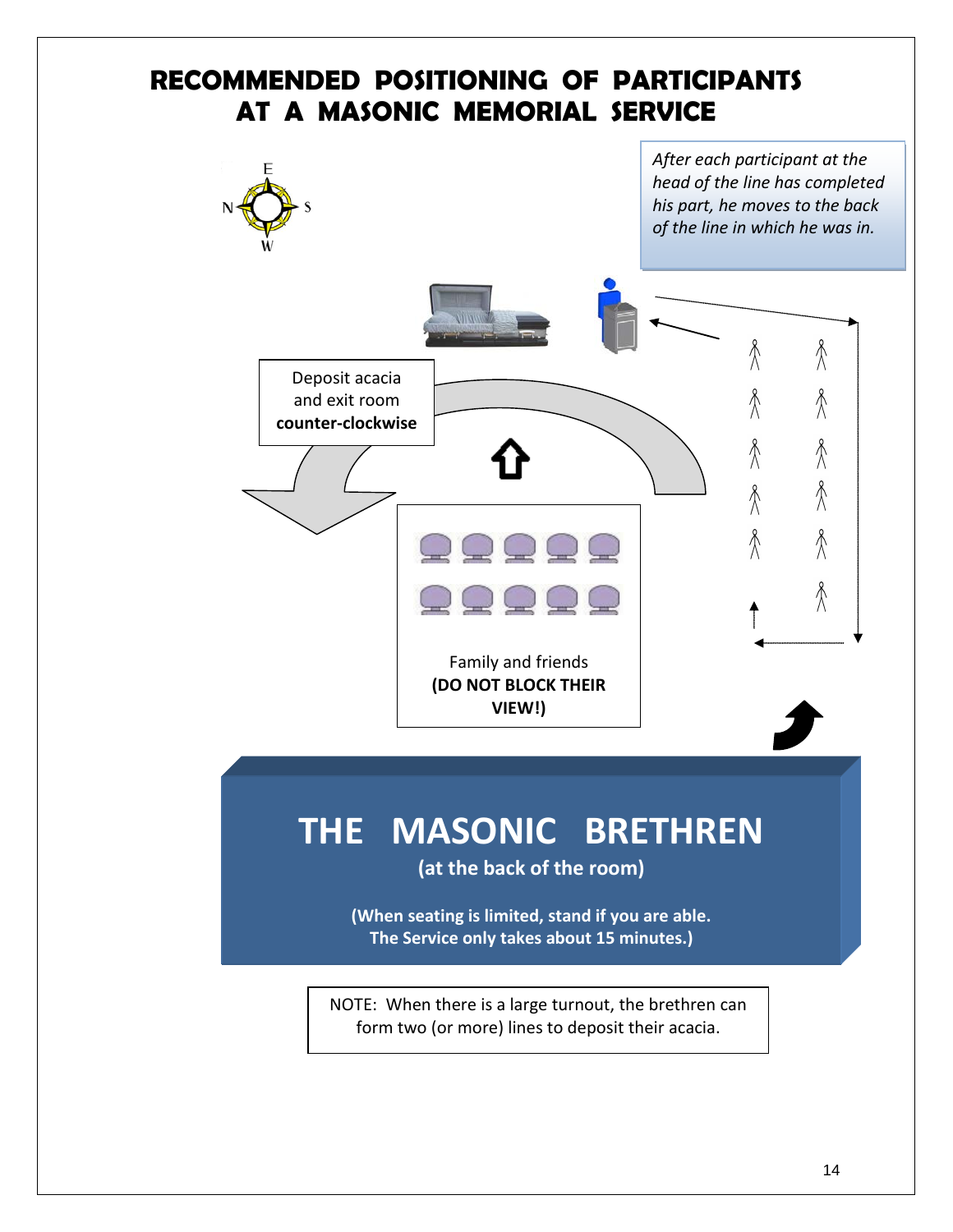# RECOMMENDED POSITIONING OF PARTICIPANTS AT A MASONIC MEMORIAL SERVICE

E

N S

W

*After each participant at the head of the line has completed his part, he moves to the back of the line in which he was in.*

Deposit acacia and exit room **counter-clockwise**

Family and friends **(DO NOT BLOCK THEIR VIEW!)**

## THE MASONIC BRETHREN

**(at the back of the room)**

**(When seating is limited, stand if you are able. The Service only takes about 15 minutes.)**

NOTE: When there is a large turnout, the brethren can form two (or more) lines to deposit their acacia.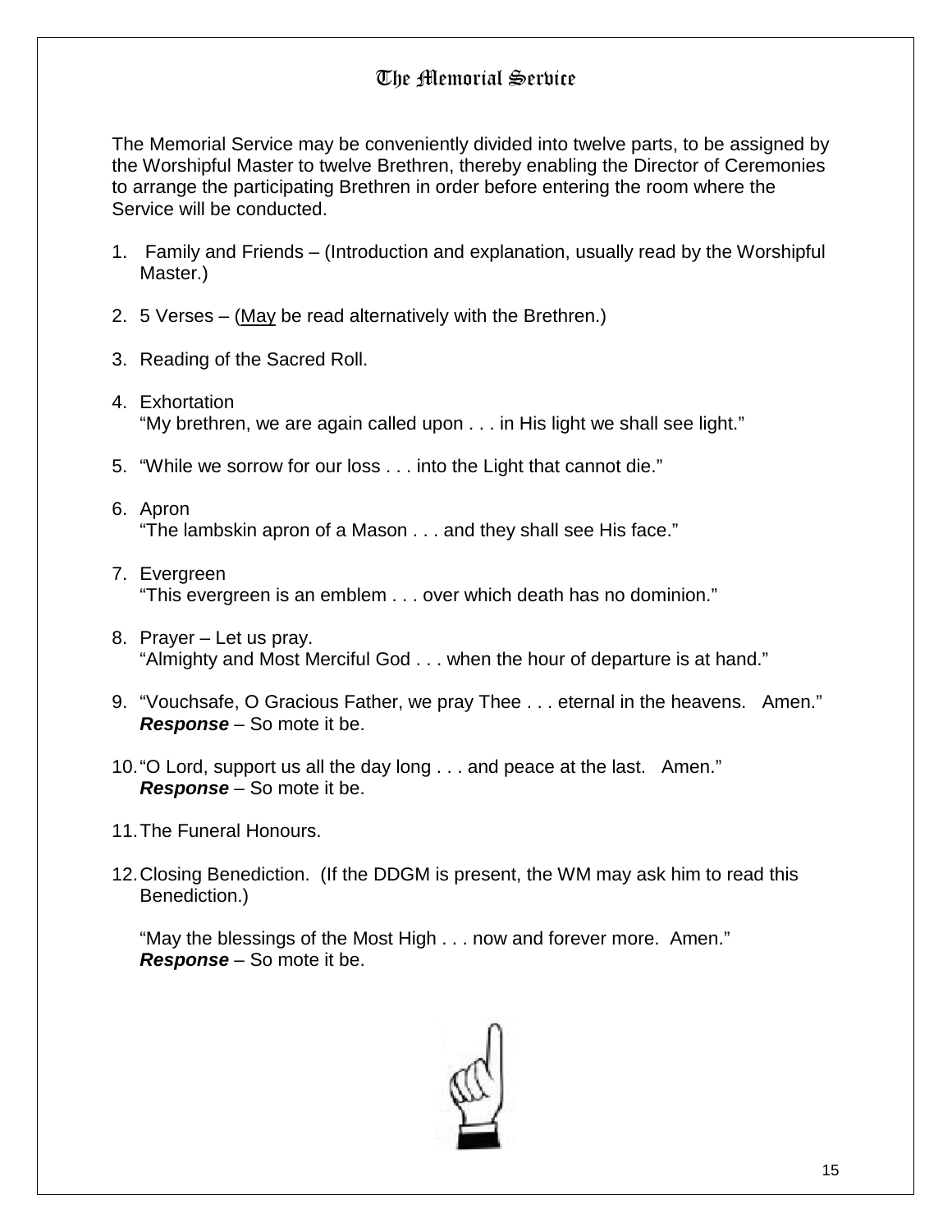# The Memorial Service

The Memorial Service may be conveniently divided into twelve parts, to be assigned by the Worshipful Master to twelve Brethren, thereby enabling the Director of Ceremonies to arrange the participating Brethren in order before entering the room where the Service will be conducted.

1. Family and Friends – (Introduction and explanation, usually read by the Worshipful Master.)

2. 5 Verses – (<u>May</u> be read alternatively with the Brethren.)

3. Reading of the Sacred Roll.

4. Exhortation
   "My brethren, we are again called upon . . . in His light we shall see light."

5. "While we sorrow for our loss . . . into the Light that cannot die."

6. Apron
   "The lambskin apron of a Mason . . . and they shall see His face."

7. Evergreen
   "This evergreen is an emblem . . . over which death has no dominion."

8. Prayer – Let us pray.
   "Almighty and Most Merciful God . . . when the hour of departure is at hand."

9. "Vouchsafe, O Gracious Father, we pray Thee . . . eternal in the heavens. Amen."
   ***Response*** – So mote it be.

10. "O Lord, support us all the day long . . . and peace at the last. Amen."
    ***Response*** – So mote it be.

11. The Funeral Honours.

12. Closing Benediction. (If the DDGM is present, the WM may ask him to read this Benediction.)

    "May the blessings of the Most High . . . now and forever more. Amen."
    ***Response*** – So mote it be.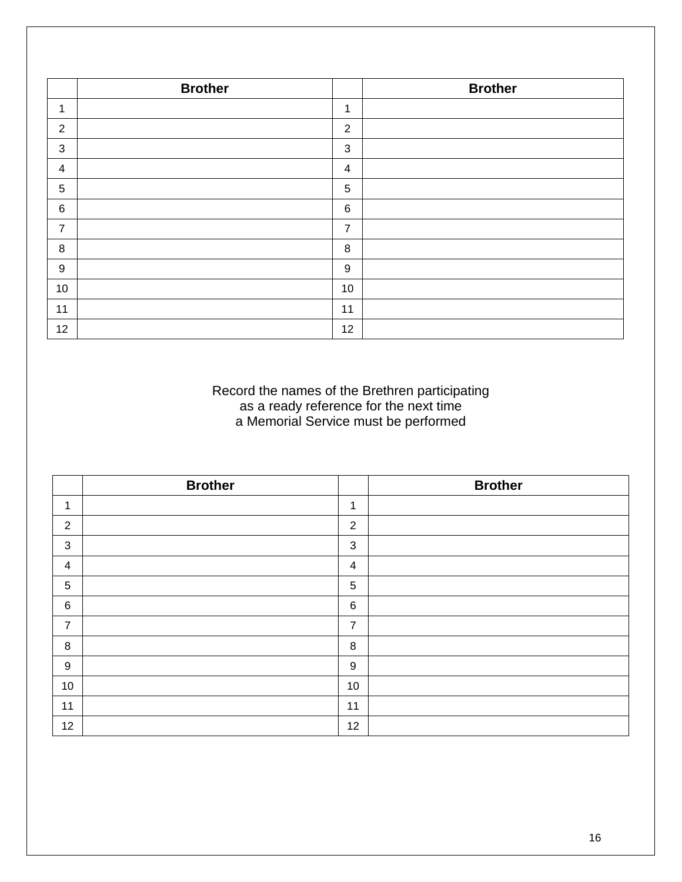| | Brother | | Brother |
|---|---|---|---|
| 1 | | 1 | |
| 2 | | 2 | |
| 3 | | 3 | |
| 4 | | 4 | |
| 5 | | 5 | |
| 6 | | 6 | |
| 7 | | 7 | |
| 8 | | 8 | |
| 9 | | 9 | |
| 10 | | 10 | |
| 11 | | 11 | |
| 12 | | 12 | |

Record the names of the Brethren participating
as a ready reference for the next time
a Memorial Service must be performed

| | Brother | | Brother |
|---|---|---|---|
| 1 | | 1 | |
| 2 | | 2 | |
| 3 | | 3 | |
| 4 | | 4 | |
| 5 | | 5 | |
| 6 | | 6 | |
| 7 | | 7 | |
| 8 | | 8 | |
| 9 | | 9 | |
| 10 | | 10 | |
| 11 | | 11 | |
| 12 | | 12 | |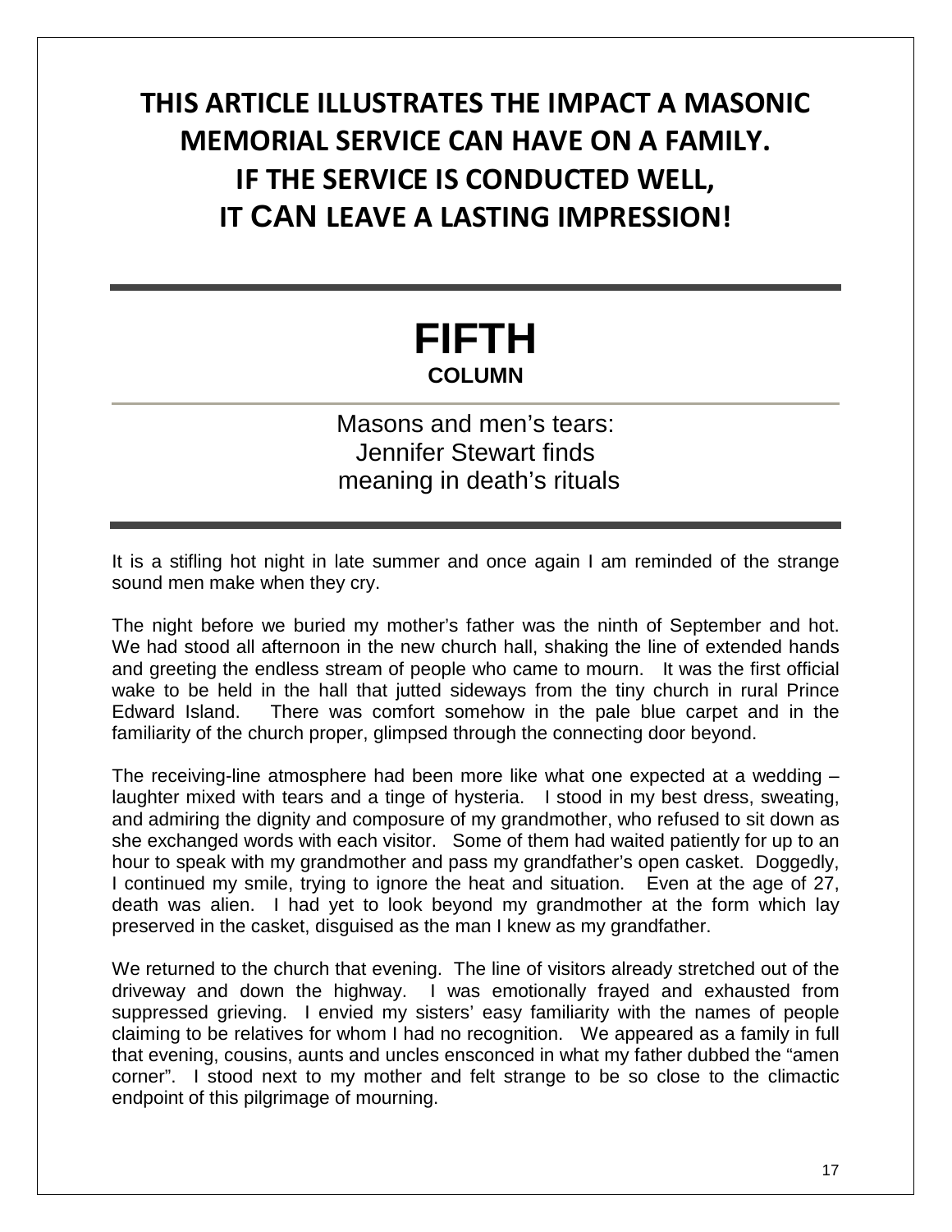**THIS ARTICLE ILLUSTRATES THE IMPACT A MASONIC MEMORIAL SERVICE CAN HAVE ON A FAMILY. IF THE SERVICE IS CONDUCTED WELL, IT CAN LEAVE A LASTING IMPRESSION!**

---

# FIFTH

**COLUMN**

## Masons and men's tears: Jennifer Stewart finds meaning in death's rituals

---

It is a stifling hot night in late summer and once again I am reminded of the strange sound men make when they cry.

The night before we buried my mother's father was the ninth of September and hot. We had stood all afternoon in the new church hall, shaking the line of extended hands and greeting the endless stream of people who came to mourn. It was the first official wake to be held in the hall that jutted sideways from the tiny church in rural Prince Edward Island. There was comfort somehow in the pale blue carpet and in the familiarity of the church proper, glimpsed through the connecting door beyond.

The receiving-line atmosphere had been more like what one expected at a wedding – laughter mixed with tears and a tinge of hysteria. I stood in my best dress, sweating, and admiring the dignity and composure of my grandmother, who refused to sit down as she exchanged words with each visitor. Some of them had waited patiently for up to an hour to speak with my grandmother and pass my grandfather's open casket. Doggedly, I continued my smile, trying to ignore the heat and situation. Even at the age of 27, death was alien. I had yet to look beyond my grandmother at the form which lay preserved in the casket, disguised as the man I knew as my grandfather.

We returned to the church that evening. The line of visitors already stretched out of the driveway and down the highway. I was emotionally frayed and exhausted from suppressed grieving. I envied my sisters' easy familiarity with the names of people claiming to be relatives for whom I had no recognition. We appeared as a family in full that evening, cousins, aunts and uncles ensconced in what my father dubbed the "amen corner". I stood next to my mother and felt strange to be so close to the climactic endpoint of this pilgrimage of mourning.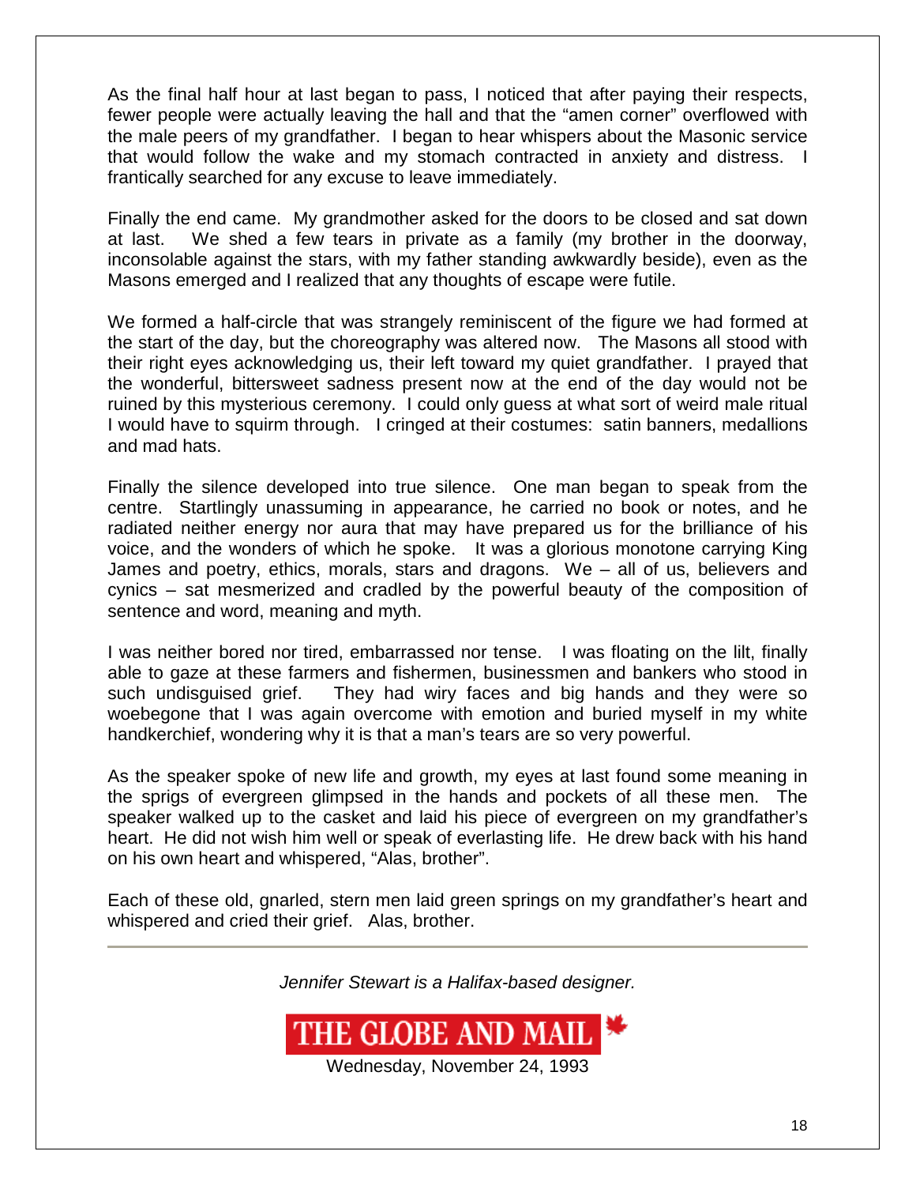As the final half hour at last began to pass, I noticed that after paying their respects, fewer people were actually leaving the hall and that the "amen corner" overflowed with the male peers of my grandfather. I began to hear whispers about the Masonic service that would follow the wake and my stomach contracted in anxiety and distress. I frantically searched for any excuse to leave immediately.

Finally the end came. My grandmother asked for the doors to be closed and sat down at last. We shed a few tears in private as a family (my brother in the doorway, inconsolable against the stars, with my father standing awkwardly beside), even as the Masons emerged and I realized that any thoughts of escape were futile.

We formed a half-circle that was strangely reminiscent of the figure we had formed at the start of the day, but the choreography was altered now. The Masons all stood with their right eyes acknowledging us, their left toward my quiet grandfather. I prayed that the wonderful, bittersweet sadness present now at the end of the day would not be ruined by this mysterious ceremony. I could only guess at what sort of weird male ritual I would have to squirm through. I cringed at their costumes: satin banners, medallions and mad hats.

Finally the silence developed into true silence. One man began to speak from the centre. Startlingly unassuming in appearance, he carried no book or notes, and he radiated neither energy nor aura that may have prepared us for the brilliance of his voice, and the wonders of which he spoke. It was a glorious monotone carrying King James and poetry, ethics, morals, stars and dragons. We – all of us, believers and cynics – sat mesmerized and cradled by the powerful beauty of the composition of sentence and word, meaning and myth.

I was neither bored nor tired, embarrassed nor tense. I was floating on the lilt, finally able to gaze at these farmers and fishermen, businessmen and bankers who stood in such undisguised grief. They had wiry faces and big hands and they were so woebegone that I was again overcome with emotion and buried myself in my white handkerchief, wondering why it is that a man's tears are so very powerful.

As the speaker spoke of new life and growth, my eyes at last found some meaning in the sprigs of evergreen glimpsed in the hands and pockets of all these men. The speaker walked up to the casket and laid his piece of evergreen on my grandfather's heart. He did not wish him well or speak of everlasting life. He drew back with his hand on his own heart and whispered, "Alas, brother".

Each of these old, gnarled, stern men laid green springs on my grandfather's heart and whispered and cried their grief. Alas, brother.

---

*Jennifer Stewart is a Halifax-based designer.*

THE GLOBE AND MAIL

Wednesday, November 24, 1993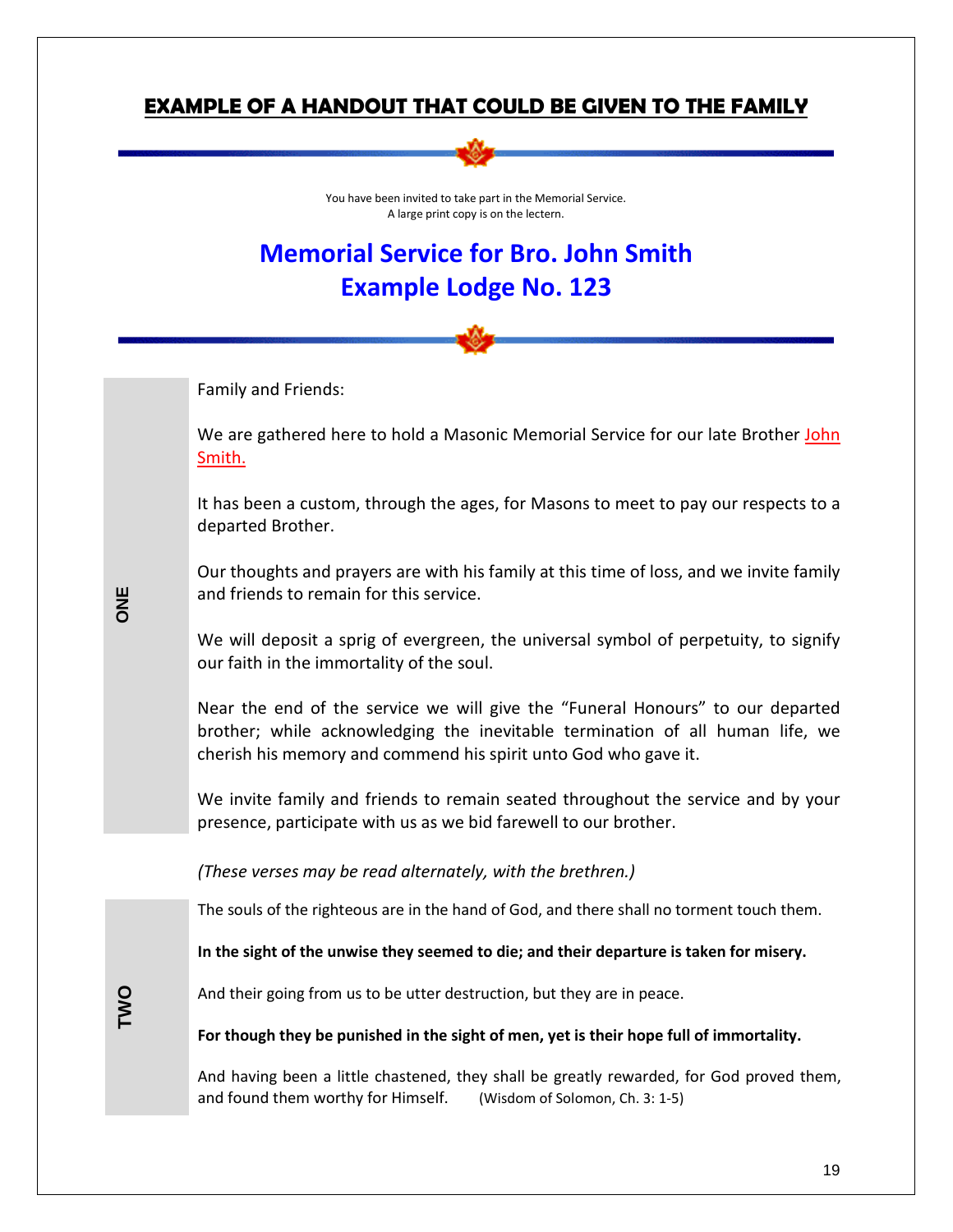## EXAMPLE OF A HANDOUT THAT COULD BE GIVEN TO THE FAMILY

You have been invited to take part in the Memorial Service.
A large print copy is on the lectern.

# Memorial Service for Bro. John Smith
# Example Lodge No. 123

**ONE**

Family and Friends:

We are gathered here to hold a Masonic Memorial Service for our late Brother John Smith.

It has been a custom, through the ages, for Masons to meet to pay our respects to a departed Brother.

Our thoughts and prayers are with his family at this time of loss, and we invite family and friends to remain for this service.

We will deposit a sprig of evergreen, the universal symbol of perpetuity, to signify our faith in the immortality of the soul.

Near the end of the service we will give the "Funeral Honours" to our departed brother; while acknowledging the inevitable termination of all human life, we cherish his memory and commend his spirit unto God who gave it.

We invite family and friends to remain seated throughout the service and by your presence, participate with us as we bid farewell to our brother.

*(These verses may be read alternately, with the brethren.)*

**TWO**

The souls of the righteous are in the hand of God, and there shall no torment touch them.

**In the sight of the unwise they seemed to die; and their departure is taken for misery.**

And their going from us to be utter destruction, but they are in peace.

**For though they be punished in the sight of men, yet is their hope full of immortality.**

And having been a little chastened, they shall be greatly rewarded, for God proved them, and found them worthy for Himself. (Wisdom of Solomon, Ch. 3: 1-5)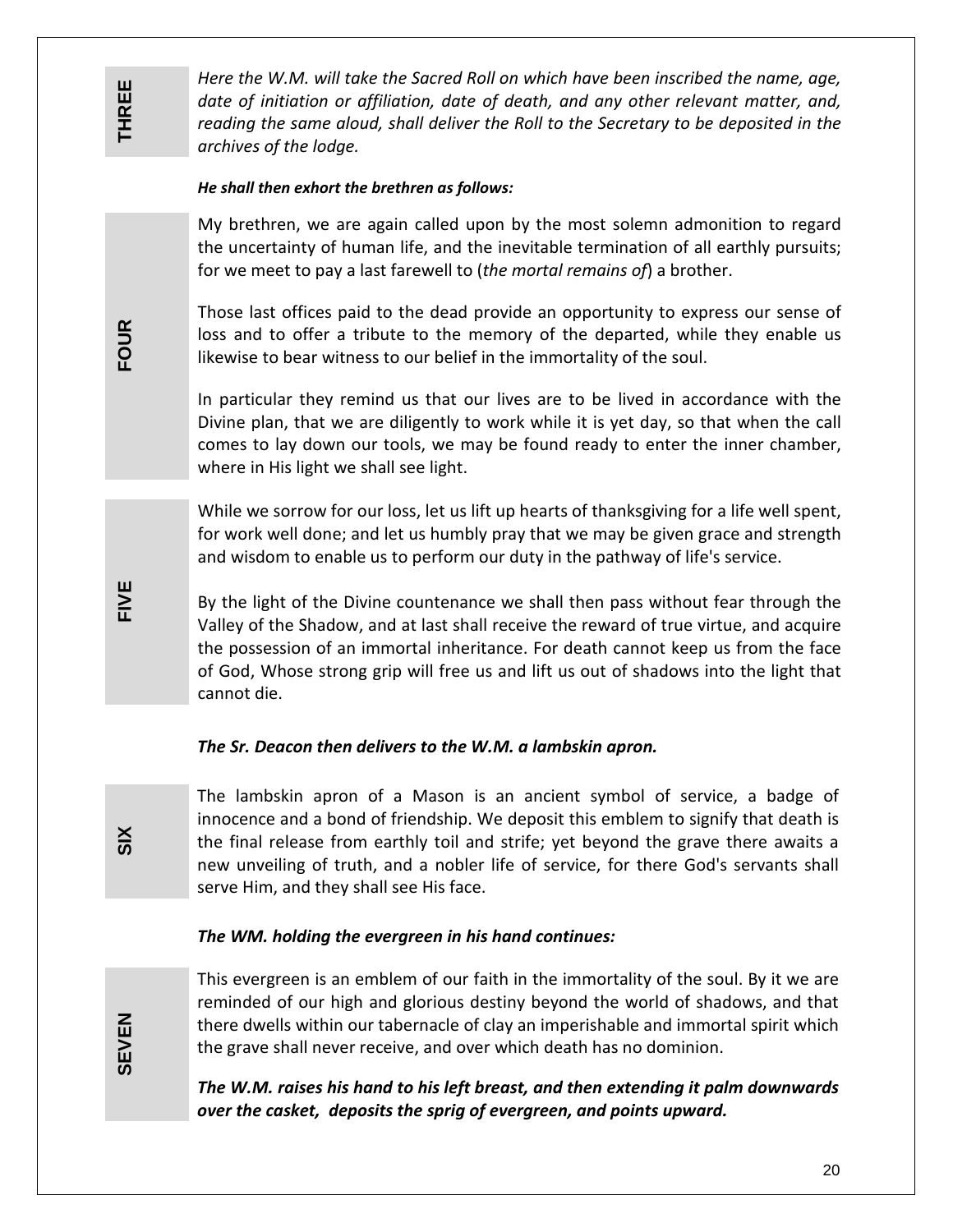**THREE**

*Here the W.M. will take the Sacred Roll on which have been inscribed the name, age, date of initiation or affiliation, date of death, and any other relevant matter, and, reading the same aloud, shall deliver the Roll to the Secretary to be deposited in the archives of the lodge.*

***He shall then exhort the brethren as follows:***

**FOUR**

My brethren, we are again called upon by the most solemn admonition to regard the uncertainty of human life, and the inevitable termination of all earthly pursuits; for we meet to pay a last farewell to (*the mortal remains of*) a brother.

Those last offices paid to the dead provide an opportunity to express our sense of loss and to offer a tribute to the memory of the departed, while they enable us likewise to bear witness to our belief in the immortality of the soul.

In particular they remind us that our lives are to be lived in accordance with the Divine plan, that we are diligently to work while it is yet day, so that when the call comes to lay down our tools, we may be found ready to enter the inner chamber, where in His light we shall see light.

**FIVE**

While we sorrow for our loss, let us lift up hearts of thanksgiving for a life well spent, for work well done; and let us humbly pray that we may be given grace and strength and wisdom to enable us to perform our duty in the pathway of life's service.

By the light of the Divine countenance we shall then pass without fear through the Valley of the Shadow, and at last shall receive the reward of true virtue, and acquire the possession of an immortal inheritance. For death cannot keep us from the face of God, Whose strong grip will free us and lift us out of shadows into the light that cannot die.

***The Sr. Deacon then delivers to the W.M. a lambskin apron.***

**SIX**

The lambskin apron of a Mason is an ancient symbol of service, a badge of innocence and a bond of friendship. We deposit this emblem to signify that death is the final release from earthly toil and strife; yet beyond the grave there awaits a new unveiling of truth, and a nobler life of service, for there God's servants shall serve Him, and they shall see His face.

***The WM. holding the evergreen in his hand continues:***

**SEVEN**

This evergreen is an emblem of our faith in the immortality of the soul. By it we are reminded of our high and glorious destiny beyond the world of shadows, and that there dwells within our tabernacle of clay an imperishable and immortal spirit which the grave shall never receive, and over which death has no dominion.

***The W.M. raises his hand to his left breast, and then extending it palm downwards over the casket, deposits the sprig of evergreen, and points upward.***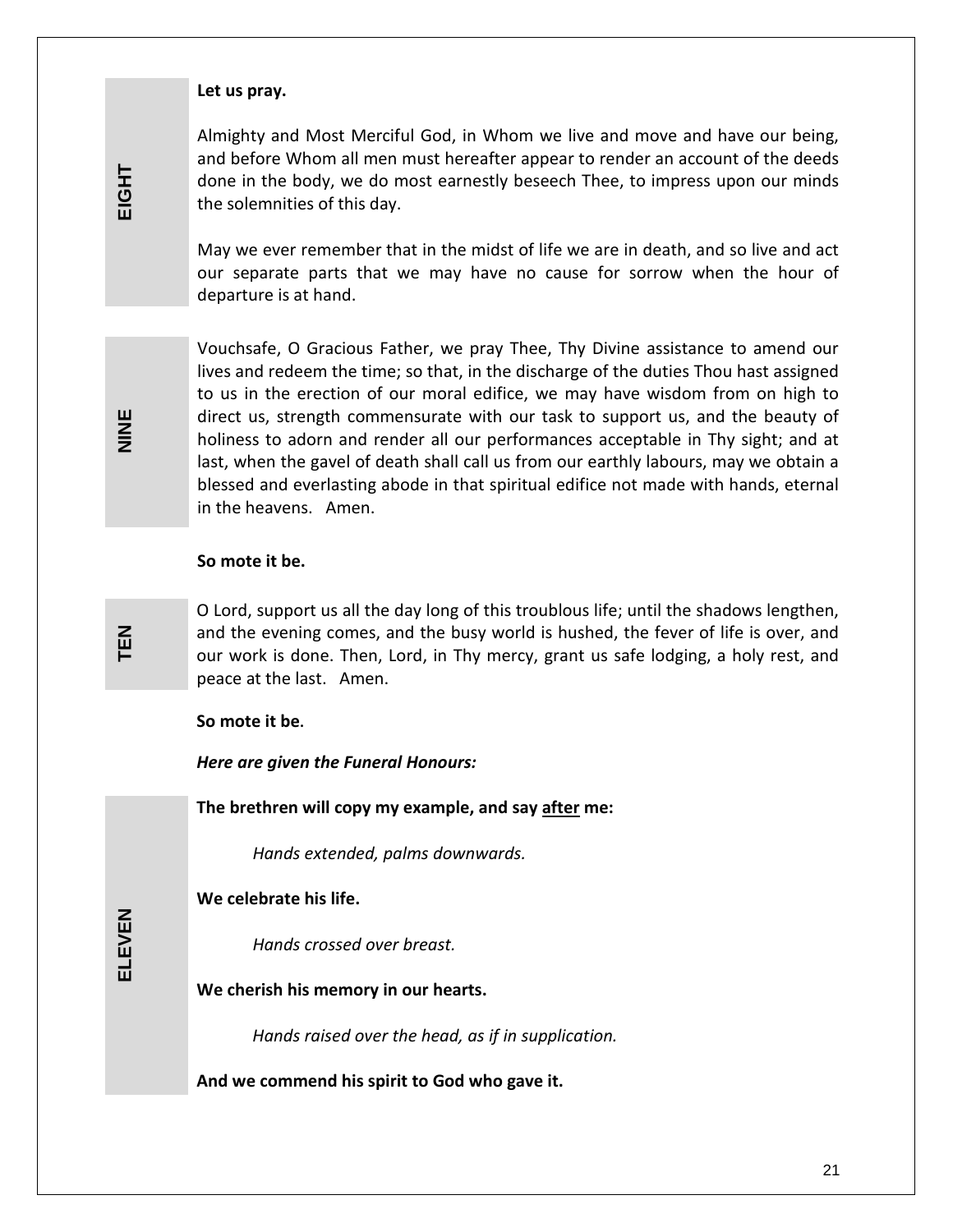EIGHT

**Let us pray.**

Almighty and Most Merciful God, in Whom we live and move and have our being, and before Whom all men must hereafter appear to render an account of the deeds done in the body, we do most earnestly beseech Thee, to impress upon our minds the solemnities of this day.

May we ever remember that in the midst of life we are in death, and so live and act our separate parts that we may have no cause for sorrow when the hour of departure is at hand.

NINE

Vouchsafe, O Gracious Father, we pray Thee, Thy Divine assistance to amend our lives and redeem the time; so that, in the discharge of the duties Thou hast assigned to us in the erection of our moral edifice, we may have wisdom from on high to direct us, strength commensurate with our task to support us, and the beauty of holiness to adorn and render all our performances acceptable in Thy sight; and at last, when the gavel of death shall call us from our earthly labours, may we obtain a blessed and everlasting abode in that spiritual edifice not made with hands, eternal in the heavens. Amen.

**So mote it be.**

TEN

O Lord, support us all the day long of this troublous life; until the shadows lengthen, and the evening comes, and the busy world is hushed, the fever of life is over, and our work is done. Then, Lord, in Thy mercy, grant us safe lodging, a holy rest, and peace at the last. Amen.

**So mote it be.**

***Here are given the Funeral Honours:***

ELEVEN

**The brethren will copy my example, and say <u>after</u> me:**

*Hands extended, palms downwards.*

**We celebrate his life.**

*Hands crossed over breast.*

**We cherish his memory in our hearts.**

*Hands raised over the head, as if in supplication.*

**And we commend his spirit to God who gave it.**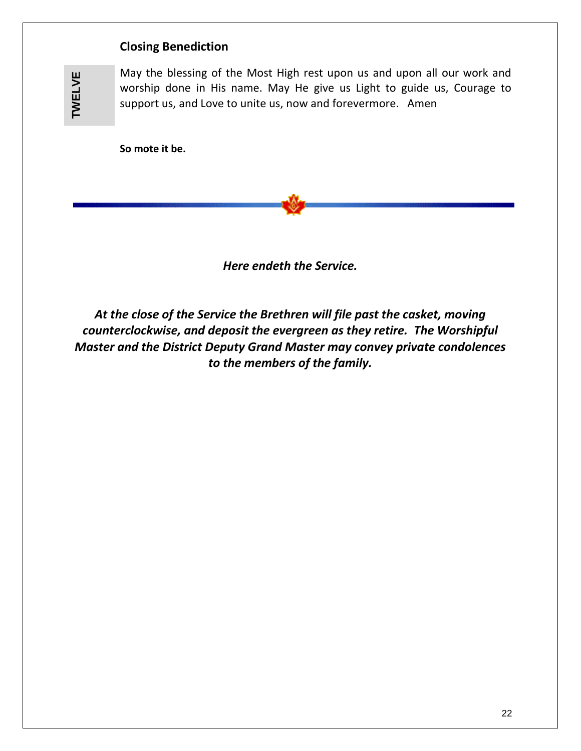## Closing Benediction

TWELVE

May the blessing of the Most High rest upon us and upon all our work and worship done in His name. May He give us Light to guide us, Courage to support us, and Love to unite us, now and forevermore. Amen

**So mote it be.**

***Here endeth the Service.***

***At the close of the Service the Brethren will file past the casket, moving counterclockwise, and deposit the evergreen as they retire. The Worshipful Master and the District Deputy Grand Master may convey private condolences to the members of the family.***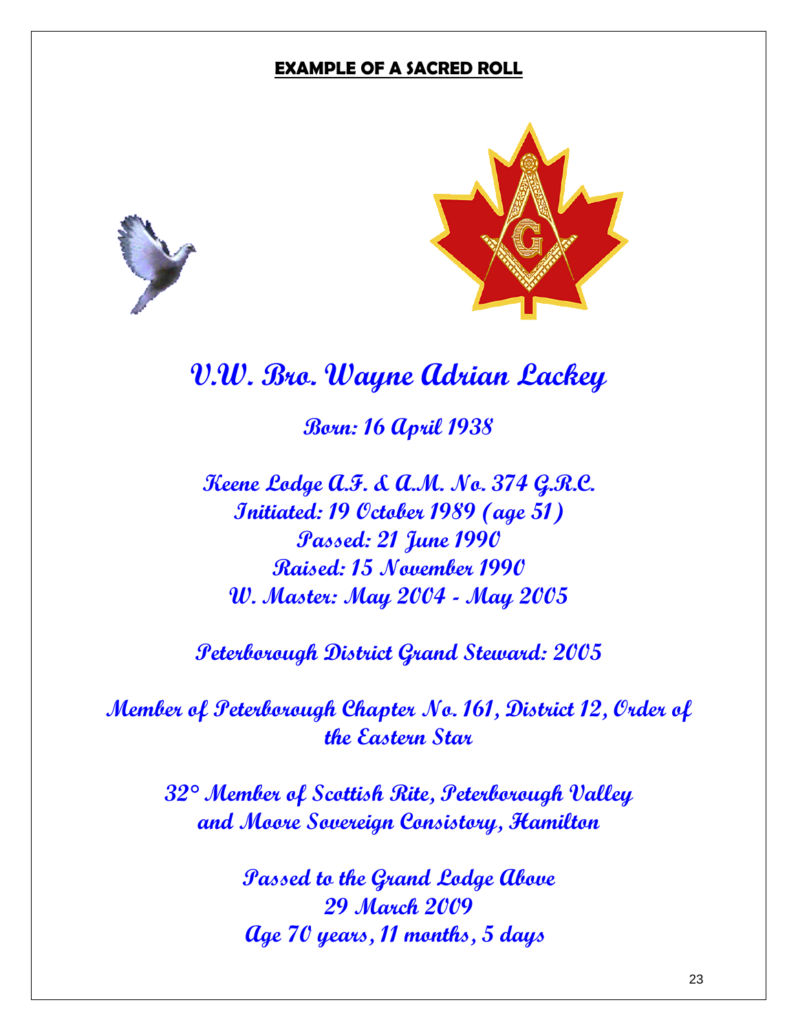## EXAMPLE OF A SACRED ROLL

# V.W. Bro. Wayne Adrian Lackey

**Born: 16 April 1938**

**Keene Lodge A.F. & A.M. No. 374 G.R.C.**
**Initiated: 19 October 1989 (age 51)**
**Passed: 21 June 1990**
**Raised: 15 November 1990**
**W. Master: May 2004 - May 2005**

**Peterborough District Grand Steward: 2005**

**Member of Peterborough Chapter No. 161, District 12, Order of the Eastern Star**

**32° Member of Scottish Rite, Peterborough Valley and Moore Sovereign Consistory, Hamilton**

**Passed to the Grand Lodge Above**
**29 March 2009**
**Age 70 years, 11 months, 5 days**